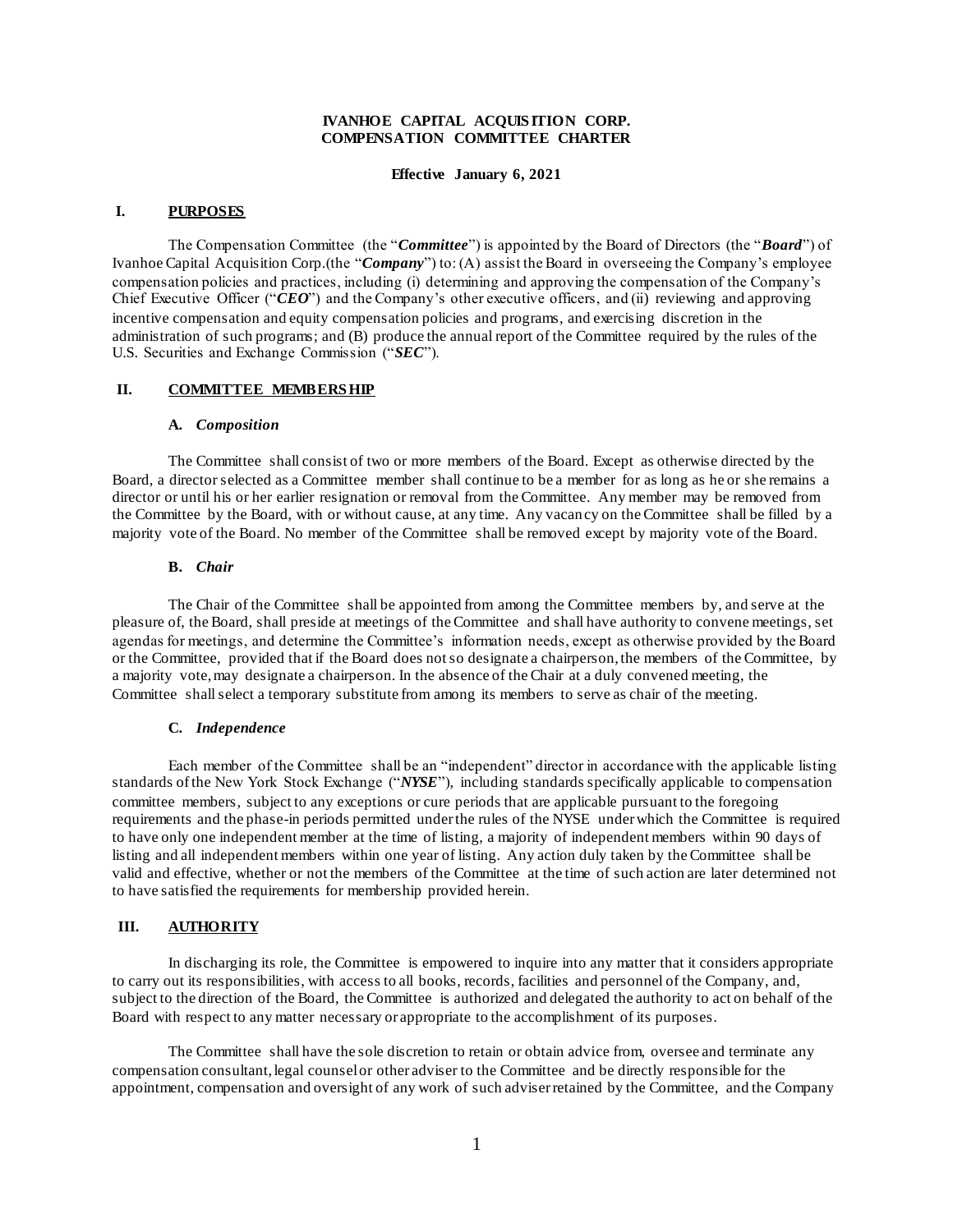# IVANHOE CAPITAL ACQUISITION CORP.
# COMPENSATION COMMITTEE CHARTER

**Effective January 6, 2021**

## I. PURPOSES

The Compensation Committee (the "***Committee***") is appointed by the Board of Directors (the "***Board***") of Ivanhoe Capital Acquisition Corp.(the "***Company***") to: (A) assist the Board in overseeing the Company's employee compensation policies and practices, including (i) determining and approving the compensation of the Company's Chief Executive Officer ("***CEO***") and the Company's other executive officers, and (ii) reviewing and approving incentive compensation and equity compensation policies and programs, and exercising discretion in the administration of such programs; and (B) produce the annual report of the Committee required by the rules of the U.S. Securities and Exchange Commission ("***SEC***").

## II. COMMITTEE MEMBERSHIP

### A. *Composition*

The Committee shall consist of two or more members of the Board. Except as otherwise directed by the Board, a director selected as a Committee member shall continue to be a member for as long as he or she remains a director or until his or her earlier resignation or removal from the Committee. Any member may be removed from the Committee by the Board, with or without cause, at any time. Any vacancy on the Committee shall be filled by a majority vote of the Board. No member of the Committee shall be removed except by majority vote of the Board.

### B. *Chair*

The Chair of the Committee shall be appointed from among the Committee members by, and serve at the pleasure of, the Board, shall preside at meetings of the Committee and shall have authority to convene meetings, set agendas for meetings, and determine the Committee's information needs, except as otherwise provided by the Board or the Committee, provided that if the Board does not so designate a chairperson, the members of the Committee, by a majority vote, may designate a chairperson. In the absence of the Chair at a duly convened meeting, the Committee shall select a temporary substitute from among its members to serve as chair of the meeting.

### C. *Independence*

Each member of the Committee shall be an "independent" director in accordance with the applicable listing standards of the New York Stock Exchange ("***NYSE***"), including standards specifically applicable to compensation committee members, subject to any exceptions or cure periods that are applicable pursuant to the foregoing requirements and the phase-in periods permitted under the rules of the NYSE under which the Committee is required to have only one independent member at the time of listing, a majority of independent members within 90 days of listing and all independent members within one year of listing. Any action duly taken by the Committee shall be valid and effective, whether or not the members of the Committee at the time of such action are later determined not to have satisfied the requirements for membership provided herein.

## III. AUTHORITY

In discharging its role, the Committee is empowered to inquire into any matter that it considers appropriate to carry out its responsibilities, with access to all books, records, facilities and personnel of the Company, and, subject to the direction of the Board, the Committee is authorized and delegated the authority to act on behalf of the Board with respect to any matter necessary or appropriate to the accomplishment of its purposes.

The Committee shall have the sole discretion to retain or obtain advice from, oversee and terminate any compensation consultant, legal counsel or other adviser to the Committee and be directly responsible for the appointment, compensation and oversight of any work of such adviser retained by the Committee, and the Company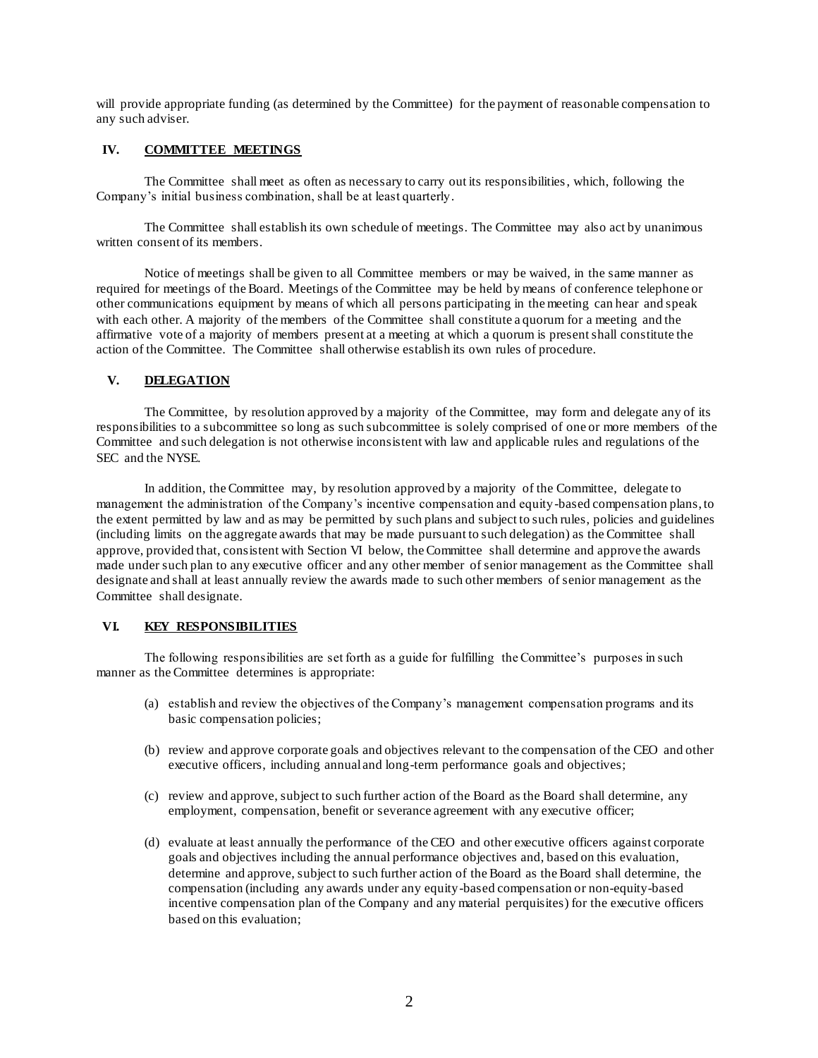will provide appropriate funding (as determined by the Committee) for the payment of reasonable compensation to any such adviser.

## IV. COMMITTEE MEETINGS

The Committee shall meet as often as necessary to carry out its responsibilities, which, following the Company's initial business combination, shall be at least quarterly.

The Committee shall establish its own schedule of meetings. The Committee may also act by unanimous written consent of its members.

Notice of meetings shall be given to all Committee members or may be waived, in the same manner as required for meetings of the Board. Meetings of the Committee may be held by means of conference telephone or other communications equipment by means of which all persons participating in the meeting can hear and speak with each other. A majority of the members of the Committee shall constitute a quorum for a meeting and the affirmative vote of a majority of members present at a meeting at which a quorum is present shall constitute the action of the Committee. The Committee shall otherwise establish its own rules of procedure.

## V. DELEGATION

The Committee, by resolution approved by a majority of the Committee, may form and delegate any of its responsibilities to a subcommittee so long as such subcommittee is solely comprised of one or more members of the Committee and such delegation is not otherwise inconsistent with law and applicable rules and regulations of the SEC and the NYSE.

In addition, the Committee may, by resolution approved by a majority of the Committee, delegate to management the administration of the Company's incentive compensation and equity-based compensation plans, to the extent permitted by law and as may be permitted by such plans and subject to such rules, policies and guidelines (including limits on the aggregate awards that may be made pursuant to such delegation) as the Committee shall approve, provided that, consistent with Section VI below, the Committee shall determine and approve the awards made under such plan to any executive officer and any other member of senior management as the Committee shall designate and shall at least annually review the awards made to such other members of senior management as the Committee shall designate.

## VI. KEY RESPONSIBILITIES

The following responsibilities are set forth as a guide for fulfilling the Committee's purposes in such manner as the Committee determines is appropriate:

(a) establish and review the objectives of the Company's management compensation programs and its basic compensation policies;

(b) review and approve corporate goals and objectives relevant to the compensation of the CEO and other executive officers, including annual and long-term performance goals and objectives;

(c) review and approve, subject to such further action of the Board as the Board shall determine, any employment, compensation, benefit or severance agreement with any executive officer;

(d) evaluate at least annually the performance of the CEO and other executive officers against corporate goals and objectives including the annual performance objectives and, based on this evaluation, determine and approve, subject to such further action of the Board as the Board shall determine, the compensation (including any awards under any equity-based compensation or non-equity-based incentive compensation plan of the Company and any material perquisites) for the executive officers based on this evaluation;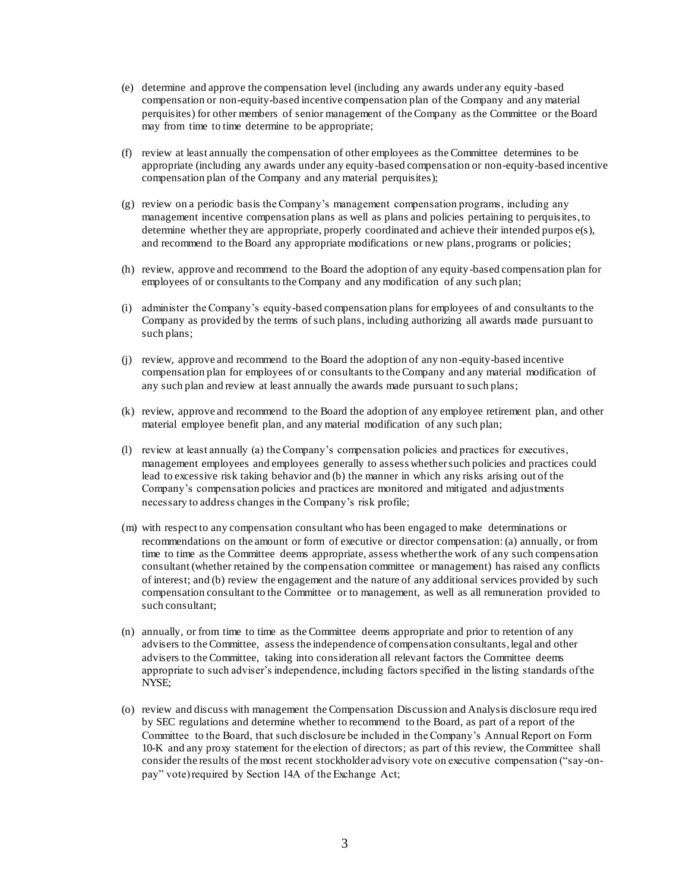(e) determine and approve the compensation level (including any awards under any equity-based compensation or non-equity-based incentive compensation plan of the Company and any material perquisites) for other members of senior management of the Company as the Committee or the Board may from time to time determine to be appropriate;

(f) review at least annually the compensation of other employees as the Committee determines to be appropriate (including any awards under any equity-based compensation or non-equity-based incentive compensation plan of the Company and any material perquisites);

(g) review on a periodic basis the Company's management compensation programs, including any management incentive compensation plans as well as plans and policies pertaining to perquisites, to determine whether they are appropriate, properly coordinated and achieve their intended purpose(s), and recommend to the Board any appropriate modifications or new plans, programs or policies;

(h) review, approve and recommend to the Board the adoption of any equity-based compensation plan for employees of or consultants to the Company and any modification of any such plan;

(i) administer the Company's equity-based compensation plans for employees of and consultants to the Company as provided by the terms of such plans, including authorizing all awards made pursuant to such plans;

(j) review, approve and recommend to the Board the adoption of any non-equity-based incentive compensation plan for employees of or consultants to the Company and any material modification of any such plan and review at least annually the awards made pursuant to such plans;

(k) review, approve and recommend to the Board the adoption of any employee retirement plan, and other material employee benefit plan, and any material modification of any such plan;

(l) review at least annually (a) the Company's compensation policies and practices for executives, management employees and employees generally to assess whether such policies and practices could lead to excessive risk taking behavior and (b) the manner in which any risks arising out of the Company's compensation policies and practices are monitored and mitigated and adjustments necessary to address changes in the Company's risk profile;

(m) with respect to any compensation consultant who has been engaged to make determinations or recommendations on the amount or form of executive or director compensation: (a) annually, or from time to time as the Committee deems appropriate, assess whether the work of any such compensation consultant (whether retained by the compensation committee or management) has raised any conflicts of interest; and (b) review the engagement and the nature of any additional services provided by such compensation consultant to the Committee or to management, as well as all remuneration provided to such consultant;

(n) annually, or from time to time as the Committee deems appropriate and prior to retention of any advisers to the Committee, assess the independence of compensation consultants, legal and other advisers to the Committee, taking into consideration all relevant factors the Committee deems appropriate to such adviser's independence, including factors specified in the listing standards of the NYSE;

(o) review and discuss with management the Compensation Discussion and Analysis disclosure required by SEC regulations and determine whether to recommend to the Board, as part of a report of the Committee to the Board, that such disclosure be included in the Company's Annual Report on Form 10-K and any proxy statement for the election of directors; as part of this review, the Committee shall consider the results of the most recent stockholder advisory vote on executive compensation ("say-on-pay" vote) required by Section 14A of the Exchange Act;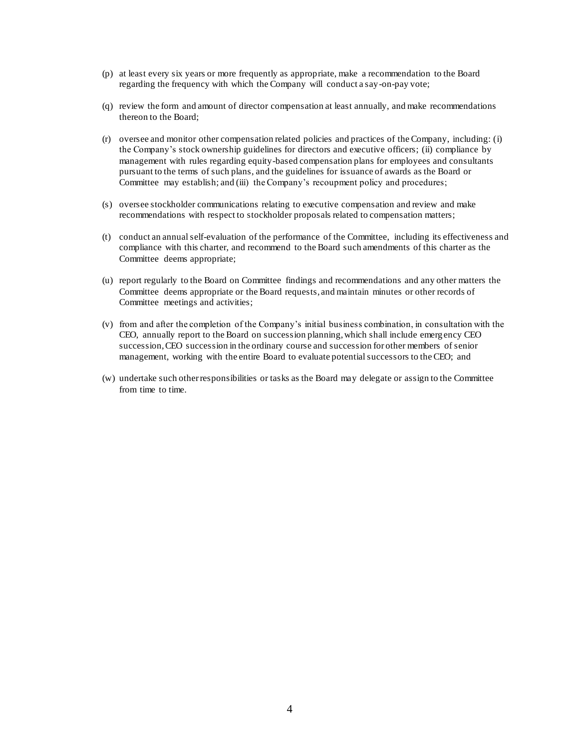(p) at least every six years or more frequently as appropriate, make a recommendation to the Board regarding the frequency with which the Company will conduct a say-on-pay vote;

(q) review the form and amount of director compensation at least annually, and make recommendations thereon to the Board;

(r) oversee and monitor other compensation related policies and practices of the Company, including: (i) the Company's stock ownership guidelines for directors and executive officers; (ii) compliance by management with rules regarding equity-based compensation plans for employees and consultants pursuant to the terms of such plans, and the guidelines for issuance of awards as the Board or Committee may establish; and (iii) the Company's recoupment policy and procedures;

(s) oversee stockholder communications relating to executive compensation and review and make recommendations with respect to stockholder proposals related to compensation matters;

(t) conduct an annual self-evaluation of the performance of the Committee, including its effectiveness and compliance with this charter, and recommend to the Board such amendments of this charter as the Committee deems appropriate;

(u) report regularly to the Board on Committee findings and recommendations and any other matters the Committee deems appropriate or the Board requests, and maintain minutes or other records of Committee meetings and activities;

(v) from and after the completion of the Company's initial business combination, in consultation with the CEO, annually report to the Board on succession planning, which shall include emergency CEO succession, CEO succession in the ordinary course and succession for other members of senior management, working with the entire Board to evaluate potential successors to the CEO; and

(w) undertake such other responsibilities or tasks as the Board may delegate or assign to the Committee from time to time.